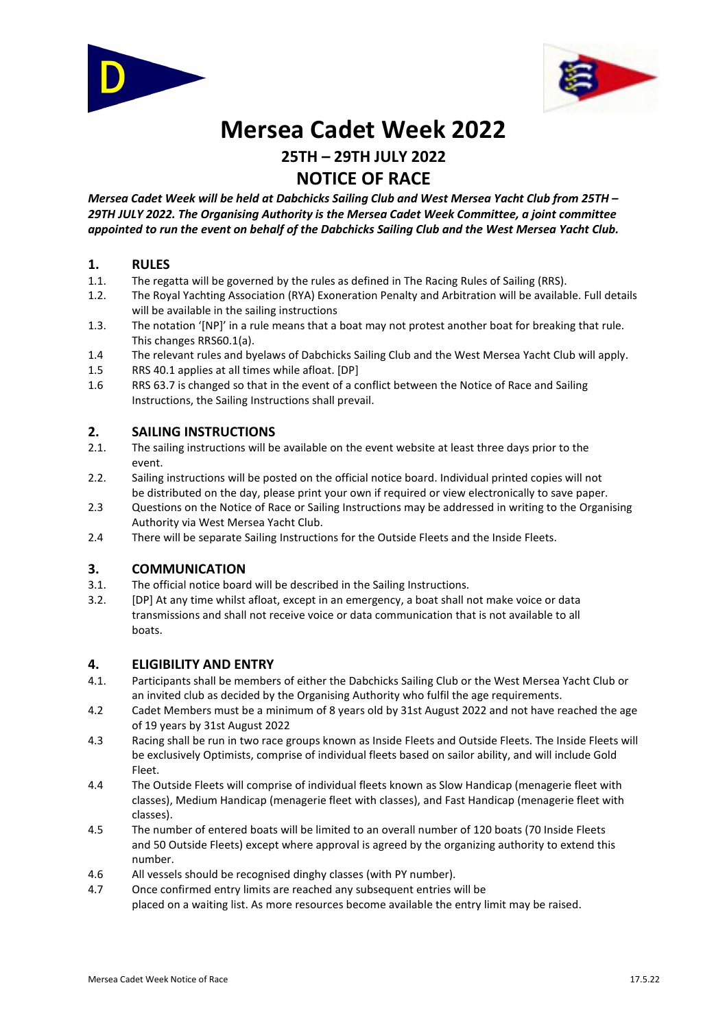# Mersea Cadet Week 2022

## 25TH – 29TH JULY 2022

## NOTICE OF RACE

***Mersea Cadet Week will be held at Dabchicks Sailing Club and West Mersea Yacht Club from 25TH – 29TH JULY 2022. The Organising Authority is the Mersea Cadet Week Committee, a joint committee appointed to run the event on behalf of the Dabchicks Sailing Club and the West Mersea Yacht Club.***

### 1. RULES

1.1. The regatta will be governed by the rules as defined in The Racing Rules of Sailing (RRS).

1.2. The Royal Yachting Association (RYA) Exoneration Penalty and Arbitration will be available. Full details will be available in the sailing instructions

1.3. The notation '[NP]' in a rule means that a boat may not protest another boat for breaking that rule. This changes RRS60.1(a).

1.4 The relevant rules and byelaws of Dabchicks Sailing Club and the West Mersea Yacht Club will apply.

1.5 RRS 40.1 applies at all times while afloat. [DP]

1.6 RRS 63.7 is changed so that in the event of a conflict between the Notice of Race and Sailing Instructions, the Sailing Instructions shall prevail.

### 2. SAILING INSTRUCTIONS

2.1. The sailing instructions will be available on the event website at least three days prior to the event.

2.2. Sailing instructions will be posted on the official notice board. Individual printed copies will not be distributed on the day, please print your own if required or view electronically to save paper.

2.3 Questions on the Notice of Race or Sailing Instructions may be addressed in writing to the Organising Authority via West Mersea Yacht Club.

2.4 There will be separate Sailing Instructions for the Outside Fleets and the Inside Fleets.

### 3. COMMUNICATION

3.1. The official notice board will be described in the Sailing Instructions.

3.2. [DP] At any time whilst afloat, except in an emergency, a boat shall not make voice or data transmissions and shall not receive voice or data communication that is not available to all boats.

### 4. ELIGIBILITY AND ENTRY

4.1. Participants shall be members of either the Dabchicks Sailing Club or the West Mersea Yacht Club or an invited club as decided by the Organising Authority who fulfil the age requirements.

4.2 Cadet Members must be a minimum of 8 years old by 31st August 2022 and not have reached the age of 19 years by 31st August 2022

4.3 Racing shall be run in two race groups known as Inside Fleets and Outside Fleets. The Inside Fleets will be exclusively Optimists, comprise of individual fleets based on sailor ability, and will include Gold Fleet.

4.4 The Outside Fleets will comprise of individual fleets known as Slow Handicap (menagerie fleet with classes), Medium Handicap (menagerie fleet with classes), and Fast Handicap (menagerie fleet with classes).

4.5 The number of entered boats will be limited to an overall number of 120 boats (70 Inside Fleets and 50 Outside Fleets) except where approval is agreed by the organizing authority to extend this number.

4.6 All vessels should be recognised dinghy classes (with PY number).

4.7 Once confirmed entry limits are reached any subsequent entries will be placed on a waiting list. As more resources become available the entry limit may be raised.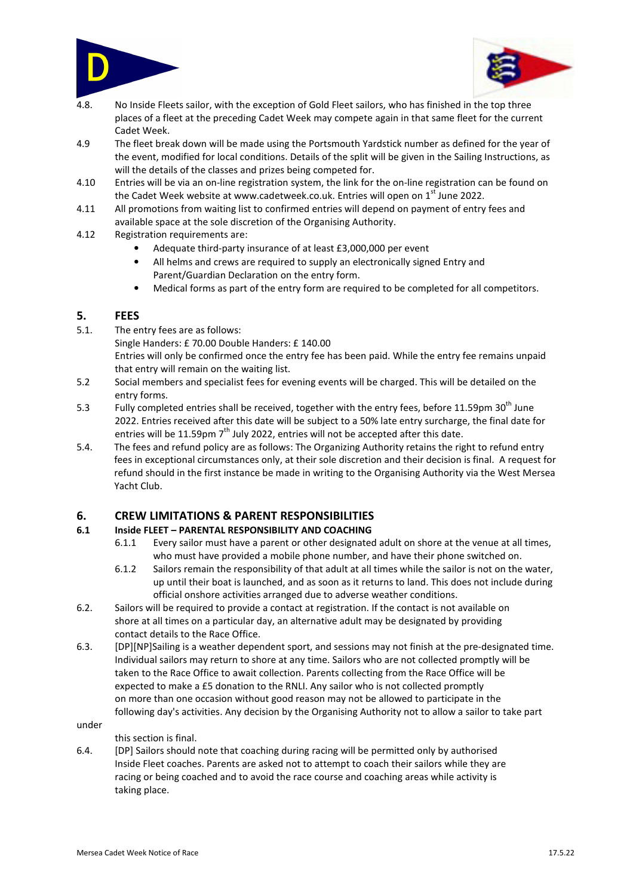4.8. No Inside Fleets sailor, with the exception of Gold Fleet sailors, who has finished in the top three places of a fleet at the preceding Cadet Week may compete again in that same fleet for the current Cadet Week.

4.9 The fleet break down will be made using the Portsmouth Yardstick number as defined for the year of the event, modified for local conditions. Details of the split will be given in the Sailing Instructions, as will the details of the classes and prizes being competed for.

4.10 Entries will be via an on-line registration system, the link for the on-line registration can be found on the Cadet Week website at www.cadetweek.co.uk. Entries will open on 1st June 2022.

4.11 All promotions from waiting list to confirmed entries will depend on payment of entry fees and available space at the sole discretion of the Organising Authority.

4.12 Registration requirements are:

- Adequate third-party insurance of at least £3,000,000 per event
- All helms and crews are required to supply an electronically signed Entry and Parent/Guardian Declaration on the entry form.
- Medical forms as part of the entry form are required to be completed for all competitors.

## 5. FEES

5.1. The entry fees are as follows:
Single Handers: £ 70.00 Double Handers: £ 140.00
Entries will only be confirmed once the entry fee has been paid. While the entry fee remains unpaid that entry will remain on the waiting list.

5.2 Social members and specialist fees for evening events will be charged. This will be detailed on the entry forms.

5.3 Fully completed entries shall be received, together with the entry fees, before 11.59pm 30th June 2022. Entries received after this date will be subject to a 50% late entry surcharge, the final date for entries will be 11.59pm 7th July 2022, entries will not be accepted after this date.

5.4. The fees and refund policy are as follows: The Organizing Authority retains the right to refund entry fees in exceptional circumstances only, at their sole discretion and their decision is final. A request for refund should in the first instance be made in writing to the Organising Authority via the West Mersea Yacht Club.

## 6. CREW LIMITATIONS & PARENT RESPONSIBILITIES

### 6.1 Inside FLEET – PARENTAL RESPONSIBILITY AND COACHING

6.1.1 Every sailor must have a parent or other designated adult on shore at the venue at all times, who must have provided a mobile phone number, and have their phone switched on.

6.1.2 Sailors remain the responsibility of that adult at all times while the sailor is not on the water, up until their boat is launched, and as soon as it returns to land. This does not include during official onshore activities arranged due to adverse weather conditions.

6.2. Sailors will be required to provide a contact at registration. If the contact is not available on shore at all times on a particular day, an alternative adult may be designated by providing contact details to the Race Office.

6.3. [DP][NP]Sailing is a weather dependent sport, and sessions may not finish at the pre-designated time. Individual sailors may return to shore at any time. Sailors who are not collected promptly will be taken to the Race Office to await collection. Parents collecting from the Race Office will be expected to make a £5 donation to the RNLI. Any sailor who is not collected promptly on more than one occasion without good reason may not be allowed to participate in the following day's activities. Any decision by the Organising Authority not to allow a sailor to take part under this section is final.

6.4. [DP] Sailors should note that coaching during racing will be permitted only by authorised Inside Fleet coaches. Parents are asked not to attempt to coach their sailors while they are racing or being coached and to avoid the race course and coaching areas while activity is taking place.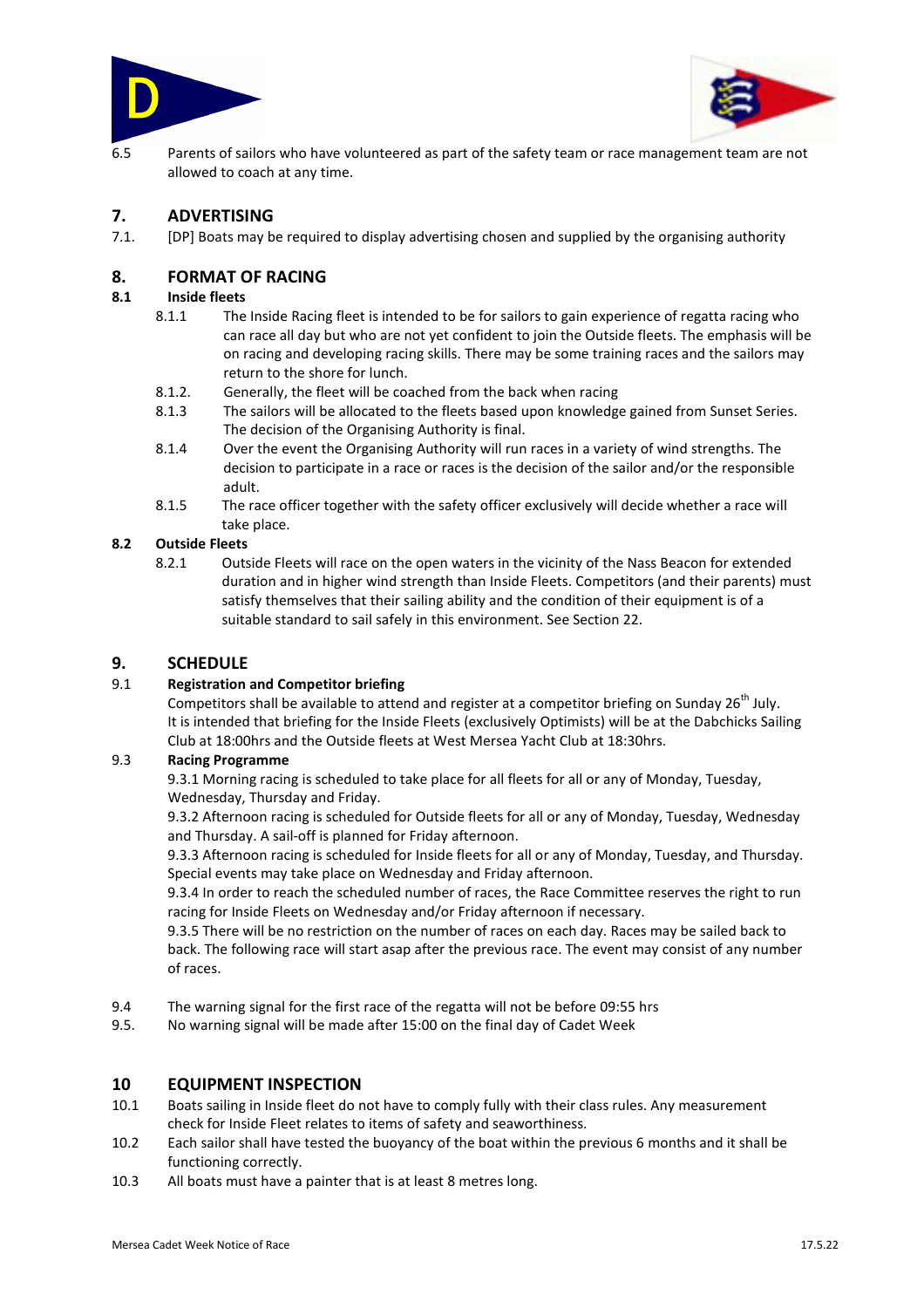6.5 Parents of sailors who have volunteered as part of the safety team or race management team are not allowed to coach at any time.

## 7. ADVERTISING

7.1. [DP] Boats may be required to display advertising chosen and supplied by the organising authority

## 8. FORMAT OF RACING

### 8.1 Inside fleets

8.1.1 The Inside Racing fleet is intended to be for sailors to gain experience of regatta racing who can race all day but who are not yet confident to join the Outside fleets. The emphasis will be on racing and developing racing skills. There may be some training races and the sailors may return to the shore for lunch.

8.1.2. Generally, the fleet will be coached from the back when racing

8.1.3 The sailors will be allocated to the fleets based upon knowledge gained from Sunset Series. The decision of the Organising Authority is final.

8.1.4 Over the event the Organising Authority will run races in a variety of wind strengths. The decision to participate in a race or races is the decision of the sailor and/or the responsible adult.

8.1.5 The race officer together with the safety officer exclusively will decide whether a race will take place.

### 8.2 Outside Fleets

8.2.1 Outside Fleets will race on the open waters in the vicinity of the Nass Beacon for extended duration and in higher wind strength than Inside Fleets. Competitors (and their parents) must satisfy themselves that their sailing ability and the condition of their equipment is of a suitable standard to sail safely in this environment. See Section 22.

## 9. SCHEDULE

### 9.1 Registration and Competitor briefing

Competitors shall be available to attend and register at a competitor briefing on Sunday 26th July. It is intended that briefing for the Inside Fleets (exclusively Optimists) will be at the Dabchicks Sailing Club at 18:00hrs and the Outside fleets at West Mersea Yacht Club at 18:30hrs.

### 9.3 Racing Programme

9.3.1 Morning racing is scheduled to take place for all fleets for all or any of Monday, Tuesday, Wednesday, Thursday and Friday.

9.3.2 Afternoon racing is scheduled for Outside fleets for all or any of Monday, Tuesday, Wednesday and Thursday. A sail-off is planned for Friday afternoon.

9.3.3 Afternoon racing is scheduled for Inside fleets for all or any of Monday, Tuesday, and Thursday. Special events may take place on Wednesday and Friday afternoon.

9.3.4 In order to reach the scheduled number of races, the Race Committee reserves the right to run racing for Inside Fleets on Wednesday and/or Friday afternoon if necessary.

9.3.5 There will be no restriction on the number of races on each day. Races may be sailed back to back. The following race will start asap after the previous race. The event may consist of any number of races.

9.4 The warning signal for the first race of the regatta will not be before 09:55 hrs

9.5. No warning signal will be made after 15:00 on the final day of Cadet Week

## 10 EQUIPMENT INSPECTION

10.1 Boats sailing in Inside fleet do not have to comply fully with their class rules. Any measurement check for Inside Fleet relates to items of safety and seaworthiness.

10.2 Each sailor shall have tested the buoyancy of the boat within the previous 6 months and it shall be functioning correctly.

10.3 All boats must have a painter that is at least 8 metres long.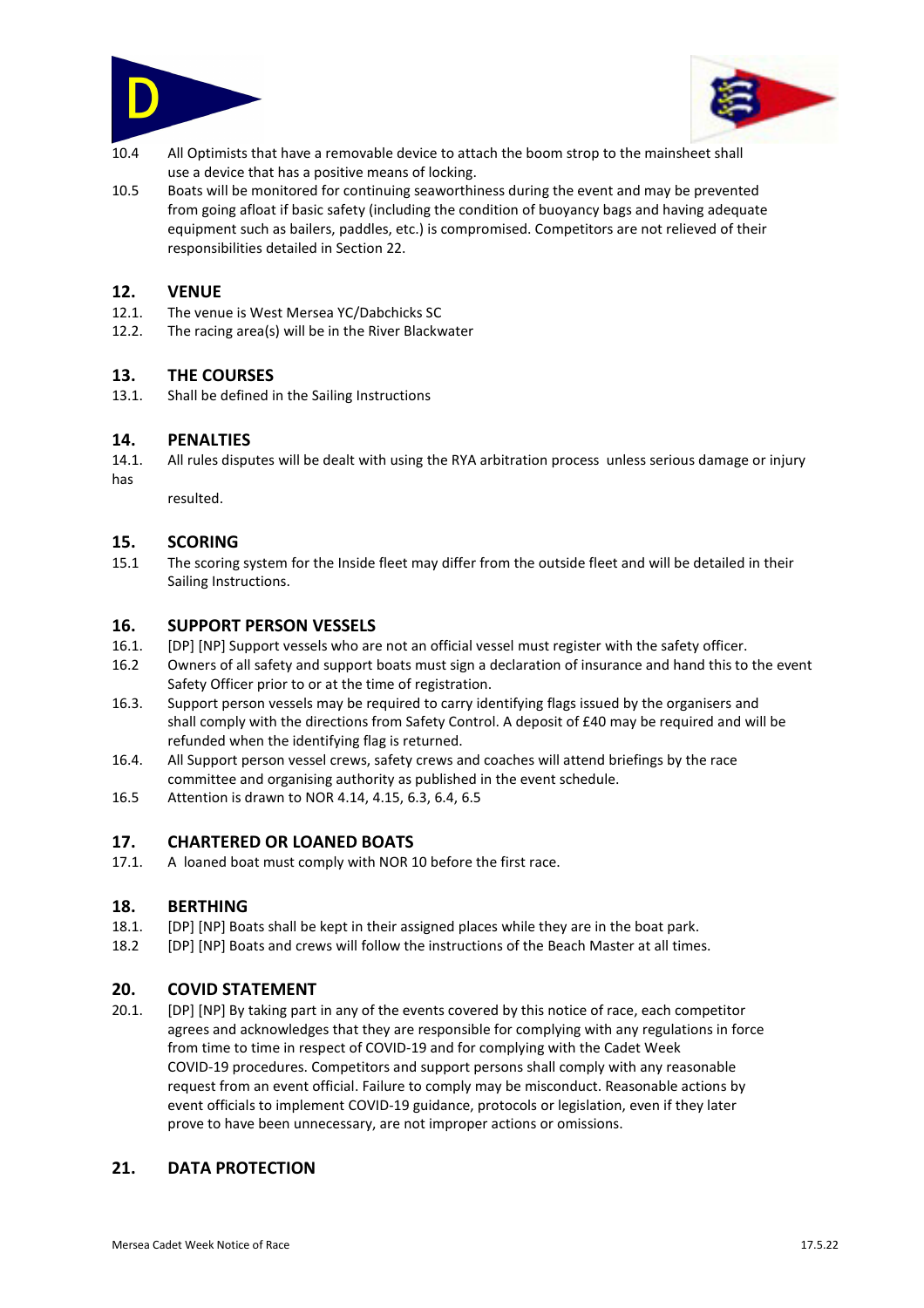10.4 All Optimists that have a removable device to attach the boom strop to the mainsheet shall use a device that has a positive means of locking.

10.5 Boats will be monitored for continuing seaworthiness during the event and may be prevented from going afloat if basic safety (including the condition of buoyancy bags and having adequate equipment such as bailers, paddles, etc.) is compromised. Competitors are not relieved of their responsibilities detailed in Section 22.

## 12. VENUE

12.1. The venue is West Mersea YC/Dabchicks SC

12.2. The racing area(s) will be in the River Blackwater

## 13. THE COURSES

13.1. Shall be defined in the Sailing Instructions

## 14. PENALTIES

14.1. All rules disputes will be dealt with using the RYA arbitration process unless serious damage or injury has resulted.

## 15. SCORING

15.1 The scoring system for the Inside fleet may differ from the outside fleet and will be detailed in their Sailing Instructions.

## 16. SUPPORT PERSON VESSELS

16.1. [DP] [NP] Support vessels who are not an official vessel must register with the safety officer.

16.2 Owners of all safety and support boats must sign a declaration of insurance and hand this to the event Safety Officer prior to or at the time of registration.

16.3. Support person vessels may be required to carry identifying flags issued by the organisers and shall comply with the directions from Safety Control. A deposit of £40 may be required and will be refunded when the identifying flag is returned.

16.4. All Support person vessel crews, safety crews and coaches will attend briefings by the race committee and organising authority as published in the event schedule.

16.5 Attention is drawn to NOR 4.14, 4.15, 6.3, 6.4, 6.5

## 17. CHARTERED OR LOANED BOATS

17.1. A loaned boat must comply with NOR 10 before the first race.

## 18. BERTHING

18.1. [DP] [NP] Boats shall be kept in their assigned places while they are in the boat park.

18.2 [DP] [NP] Boats and crews will follow the instructions of the Beach Master at all times.

## 20. COVID STATEMENT

20.1. [DP] [NP] By taking part in any of the events covered by this notice of race, each competitor agrees and acknowledges that they are responsible for complying with any regulations in force from time to time in respect of COVID-19 and for complying with the Cadet Week COVID-19 procedures. Competitors and support persons shall comply with any reasonable request from an event official. Failure to comply may be misconduct. Reasonable actions by event officials to implement COVID-19 guidance, protocols or legislation, even if they later prove to have been unnecessary, are not improper actions or omissions.

## 21. DATA PROTECTION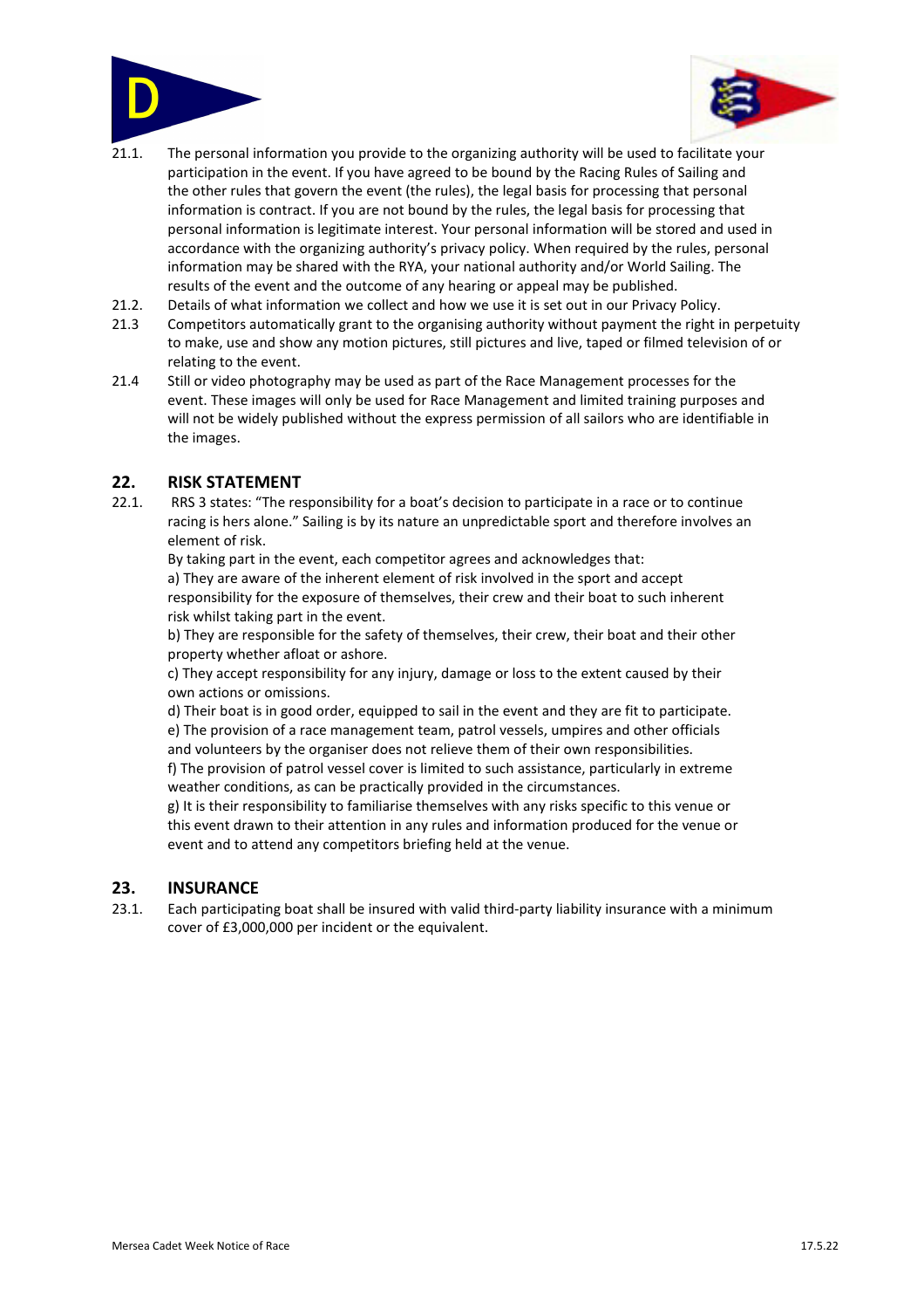21.1. The personal information you provide to the organizing authority will be used to facilitate your participation in the event. If you have agreed to be bound by the Racing Rules of Sailing and the other rules that govern the event (the rules), the legal basis for processing that personal information is contract. If you are not bound by the rules, the legal basis for processing that personal information is legitimate interest. Your personal information will be stored and used in accordance with the organizing authority's privacy policy. When required by the rules, personal information may be shared with the RYA, your national authority and/or World Sailing. The results of the event and the outcome of any hearing or appeal may be published.

21.2. Details of what information we collect and how we use it is set out in our Privacy Policy.

21.3 Competitors automatically grant to the organising authority without payment the right in perpetuity to make, use and show any motion pictures, still pictures and live, taped or filmed television of or relating to the event.

21.4 Still or video photography may be used as part of the Race Management processes for the event. These images will only be used for Race Management and limited training purposes and will not be widely published without the express permission of all sailors who are identifiable in the images.

## 22. RISK STATEMENT

22.1. RRS 3 states: "The responsibility for a boat's decision to participate in a race or to continue racing is hers alone." Sailing is by its nature an unpredictable sport and therefore involves an element of risk.

By taking part in the event, each competitor agrees and acknowledges that:

a) They are aware of the inherent element of risk involved in the sport and accept responsibility for the exposure of themselves, their crew and their boat to such inherent risk whilst taking part in the event.

b) They are responsible for the safety of themselves, their crew, their boat and their other property whether afloat or ashore.

c) They accept responsibility for any injury, damage or loss to the extent caused by their own actions or omissions.

d) Their boat is in good order, equipped to sail in the event and they are fit to participate.

e) The provision of a race management team, patrol vessels, umpires and other officials and volunteers by the organiser does not relieve them of their own responsibilities.

f) The provision of patrol vessel cover is limited to such assistance, particularly in extreme weather conditions, as can be practically provided in the circumstances.

g) It is their responsibility to familiarise themselves with any risks specific to this venue or this event drawn to their attention in any rules and information produced for the venue or event and to attend any competitors briefing held at the venue.

## 23. INSURANCE

23.1. Each participating boat shall be insured with valid third-party liability insurance with a minimum cover of £3,000,000 per incident or the equivalent.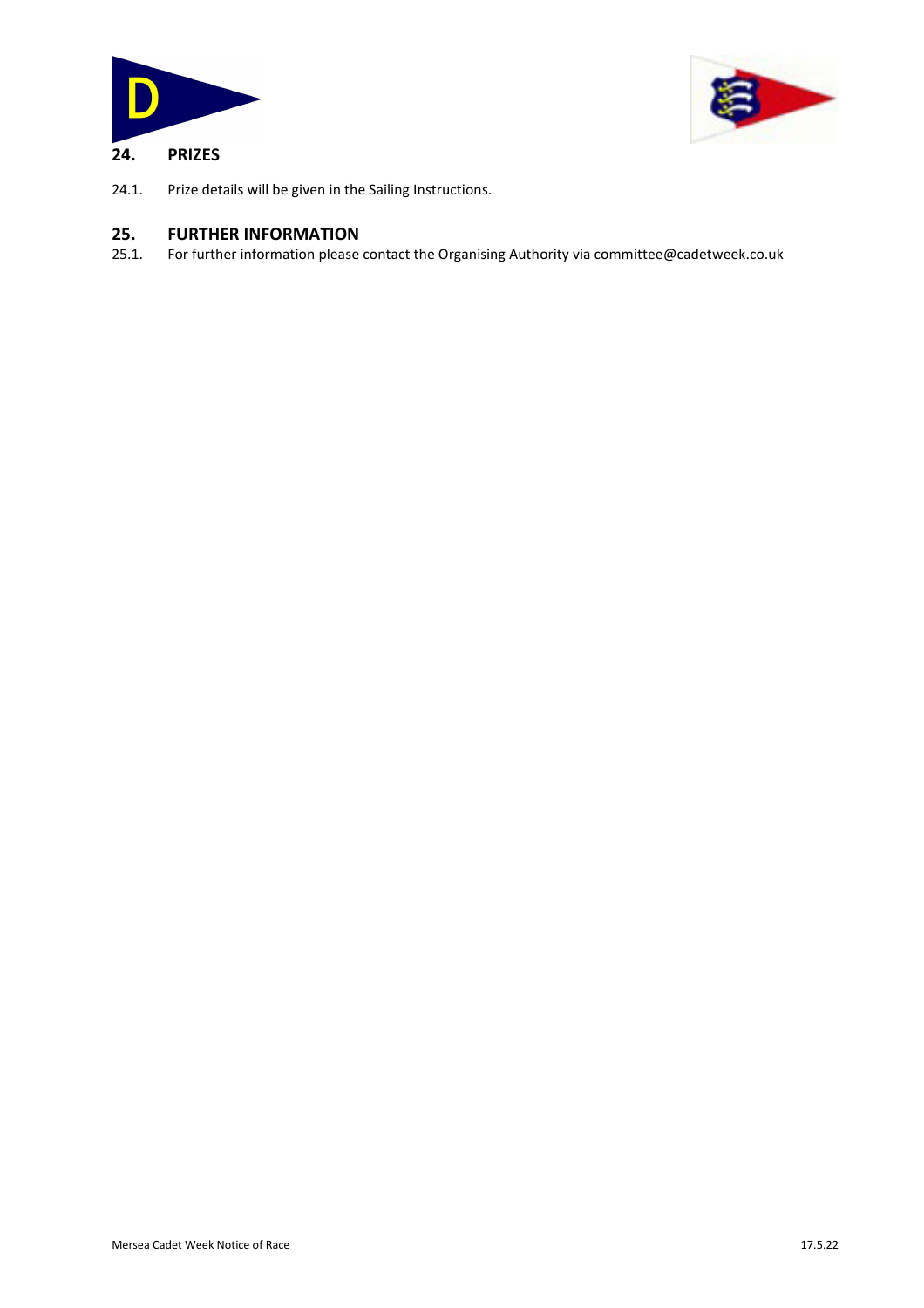## 24. PRIZES

24.1. Prize details will be given in the Sailing Instructions.

## 25. FURTHER INFORMATION

25.1. For further information please contact the Organising Authority via committee@cadetweek.co.uk